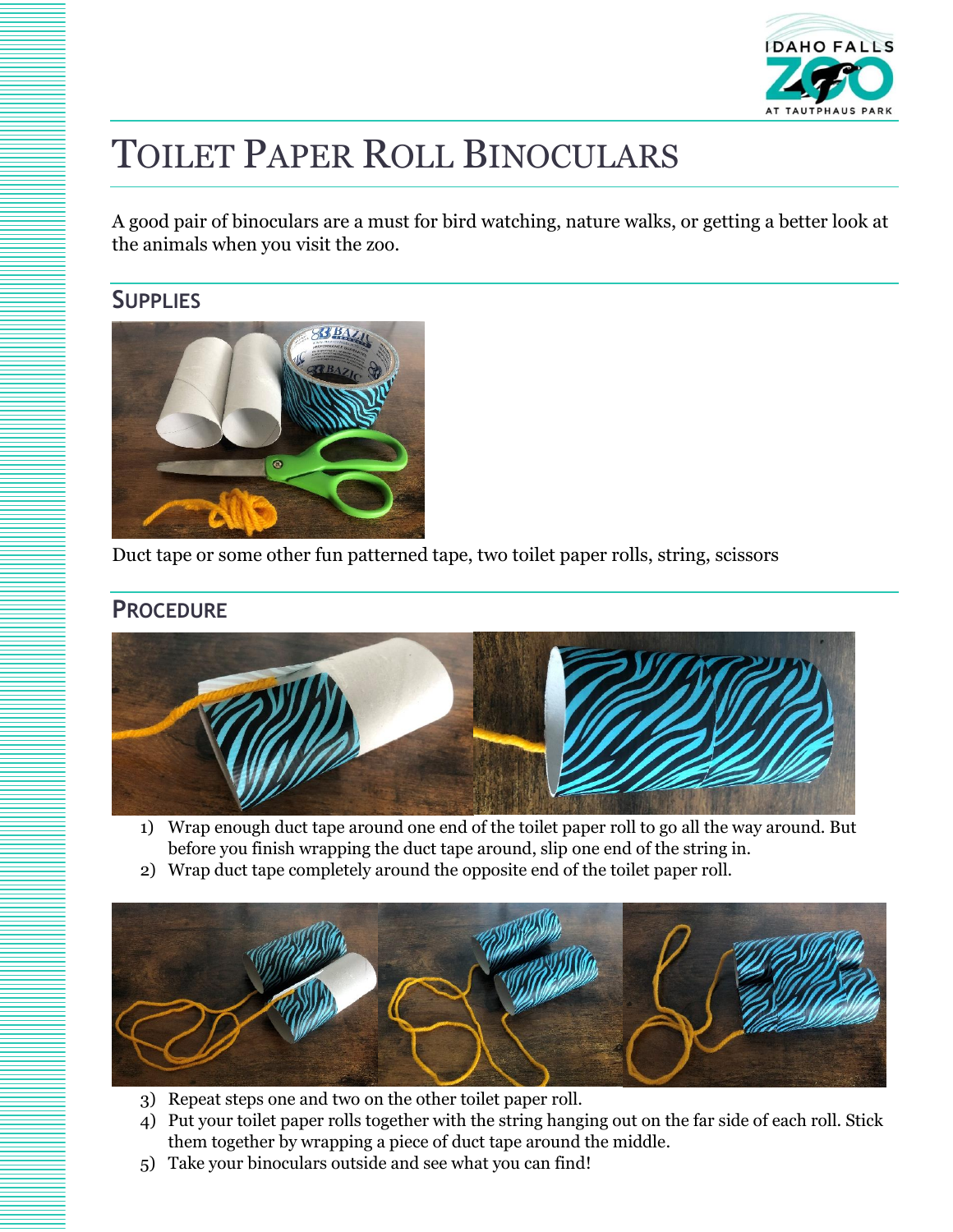# Toilet Paper Roll Binoculars

A good pair of binoculars are a must for bird watching, nature walks, or getting a better look at the animals when you visit the zoo.

## Supplies

Duct tape or some other fun patterned tape, two toilet paper rolls, string, scissors

## Procedure

1) Wrap enough duct tape around one end of the toilet paper roll to go all the way around. But before you finish wrapping the duct tape around, slip one end of the string in.
2) Wrap duct tape completely around the opposite end of the toilet paper roll.
3) Repeat steps one and two on the other toilet paper roll.
4) Put your toilet paper rolls together with the string hanging out on the far side of each roll. Stick them together by wrapping a piece of duct tape around the middle.
5) Take your binoculars outside and see what you can find!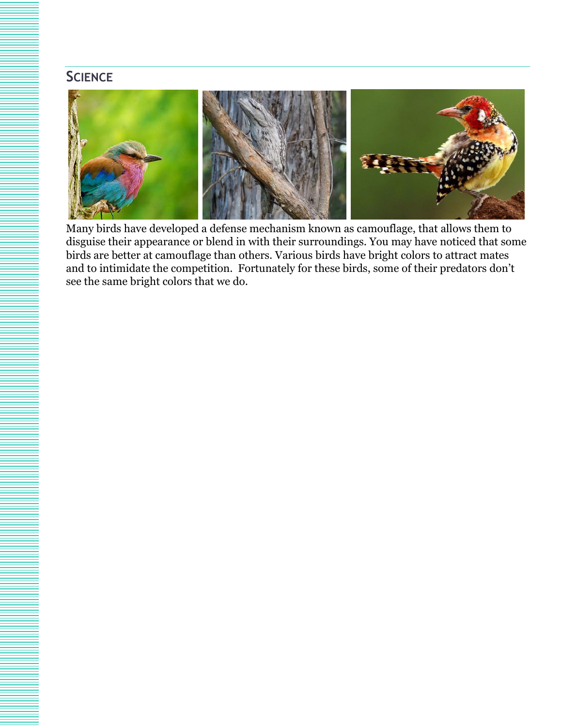## SCIENCE

Many birds have developed a defense mechanism known as camouflage, that allows them to disguise their appearance or blend in with their surroundings. You may have noticed that some birds are better at camouflage than others. Various birds have bright colors to attract mates and to intimidate the competition.  Fortunately for these birds, some of their predators don't see the same bright colors that we do.